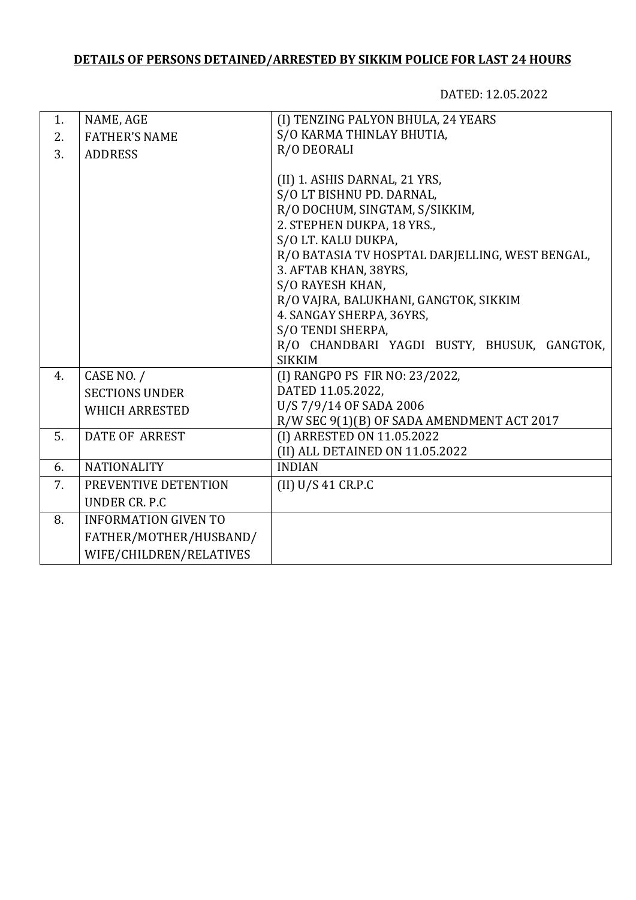**DETAILS OF PERSONS DETAINED/ARRESTED BY SIKKIM POLICE FOR LAST 24 HOURS**

DATED: 12.05.2022

| | | |
|---|---|---|
| 1.<br>2.<br>3. | NAME, AGE<br>FATHER'S NAME<br>ADDRESS | (I) TENZING PALYON BHULA, 24 YEARS<br>S/O KARMA THINLAY BHUTIA,<br>R/O DEORALI<br><br>(II) 1. ASHIS DARNAL, 21 YRS,<br>S/O LT BISHNU PD. DARNAL,<br>R/O DOCHUM, SINGTAM, S/SIKKIM,<br>2. STEPHEN DUKPA, 18 YRS.,<br>S/O LT. KALU DUKPA,<br>R/O BATASIA TV HOSPTAL DARJELLING, WEST BENGAL,<br>3. AFTAB KHAN, 38YRS,<br>S/O RAYESH KHAN,<br>R/O VAJRA, BALUKHANI, GANGTOK, SIKKIM<br>4. SANGAY SHERPA, 36YRS,<br>S/O TENDI SHERPA,<br>R/O CHANDBARI YAGDI BUSTY, BHUSUK, GANGTOK, SIKKIM |
| 4. | CASE NO. /<br>SECTIONS UNDER<br>WHICH ARRESTED | (I) RANGPO PS FIR NO: 23/2022,<br>DATED 11.05.2022,<br>U/S 7/9/14 OF SADA 2006<br>R/W SEC 9(1)(B) OF SADA AMENDMENT ACT 2017 |
| 5. | DATE OF ARREST | (I) ARRESTED ON 11.05.2022<br>(II) ALL DETAINED ON 11.05.2022 |
| 6. | NATIONALITY | INDIAN |
| 7. | PREVENTIVE DETENTION<br>UNDER CR. P.C | (II) U/S 41 CR.P.C |
| 8. | INFORMATION GIVEN TO<br>FATHER/MOTHER/HUSBAND/<br>WIFE/CHILDREN/RELATIVES | |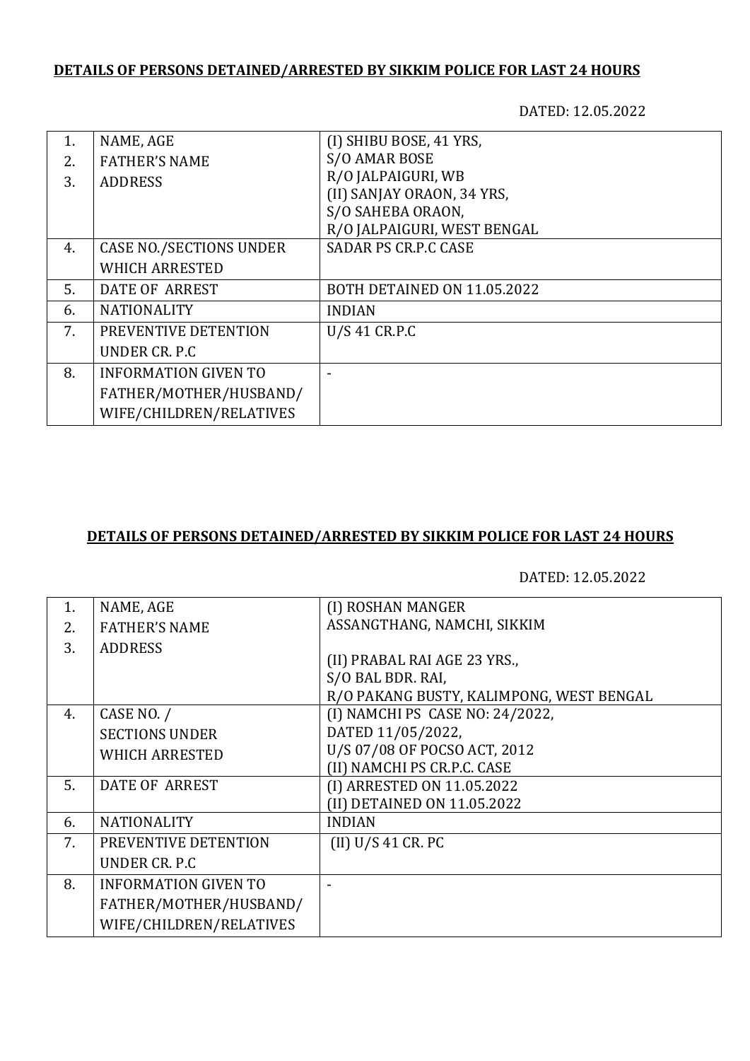**DETAILS OF PERSONS DETAINED/ARRESTED BY SIKKIM POLICE FOR LAST 24 HOURS**

DATED: 12.05.2022

| | | |
|---|---|---|
| 1.<br>2.<br>3. | NAME, AGE<br>FATHER'S NAME<br>ADDRESS | (I) SHIBU BOSE, 41 YRS,<br>S/O AMAR BOSE<br>R/O JALPAIGURI, WB<br>(II) SANJAY ORAON, 34 YRS,<br>S/O SAHEBA ORAON,<br>R/O JALPAIGURI, WEST BENGAL |
| 4. | CASE NO./SECTIONS UNDER WHICH ARRESTED | SADAR PS CR.P.C CASE |
| 5. | DATE OF ARREST | BOTH DETAINED ON 11.05.2022 |
| 6. | NATIONALITY | INDIAN |
| 7. | PREVENTIVE DETENTION UNDER CR. P.C | U/S 41 CR.P.C |
| 8. | INFORMATION GIVEN TO FATHER/MOTHER/HUSBAND/ WIFE/CHILDREN/RELATIVES | - |

**DETAILS OF PERSONS DETAINED/ARRESTED BY SIKKIM POLICE FOR LAST 24 HOURS**

DATED: 12.05.2022

| | | |
|---|---|---|
| 1.<br>2.<br>3. | NAME, AGE<br>FATHER'S NAME<br>ADDRESS | (I) ROSHAN MANGER<br>ASSANGTHANG, NAMCHI, SIKKIM<br><br>(II) PRABAL RAI AGE 23 YRS.,<br>S/O BAL BDR. RAI,<br>R/O PAKANG BUSTY, KALIMPONG, WEST BENGAL |
| 4. | CASE NO. / SECTIONS UNDER WHICH ARRESTED | (I) NAMCHI PS CASE NO: 24/2022,<br>DATED 11/05/2022,<br>U/S 07/08 OF POCSO ACT, 2012<br>(II) NAMCHI PS CR.P.C. CASE |
| 5. | DATE OF ARREST | (I) ARRESTED ON 11.05.2022<br>(II) DETAINED ON 11.05.2022 |
| 6. | NATIONALITY | INDIAN |
| 7. | PREVENTIVE DETENTION UNDER CR. P.C | (II) U/S 41 CR. PC |
| 8. | INFORMATION GIVEN TO FATHER/MOTHER/HUSBAND/ WIFE/CHILDREN/RELATIVES | - |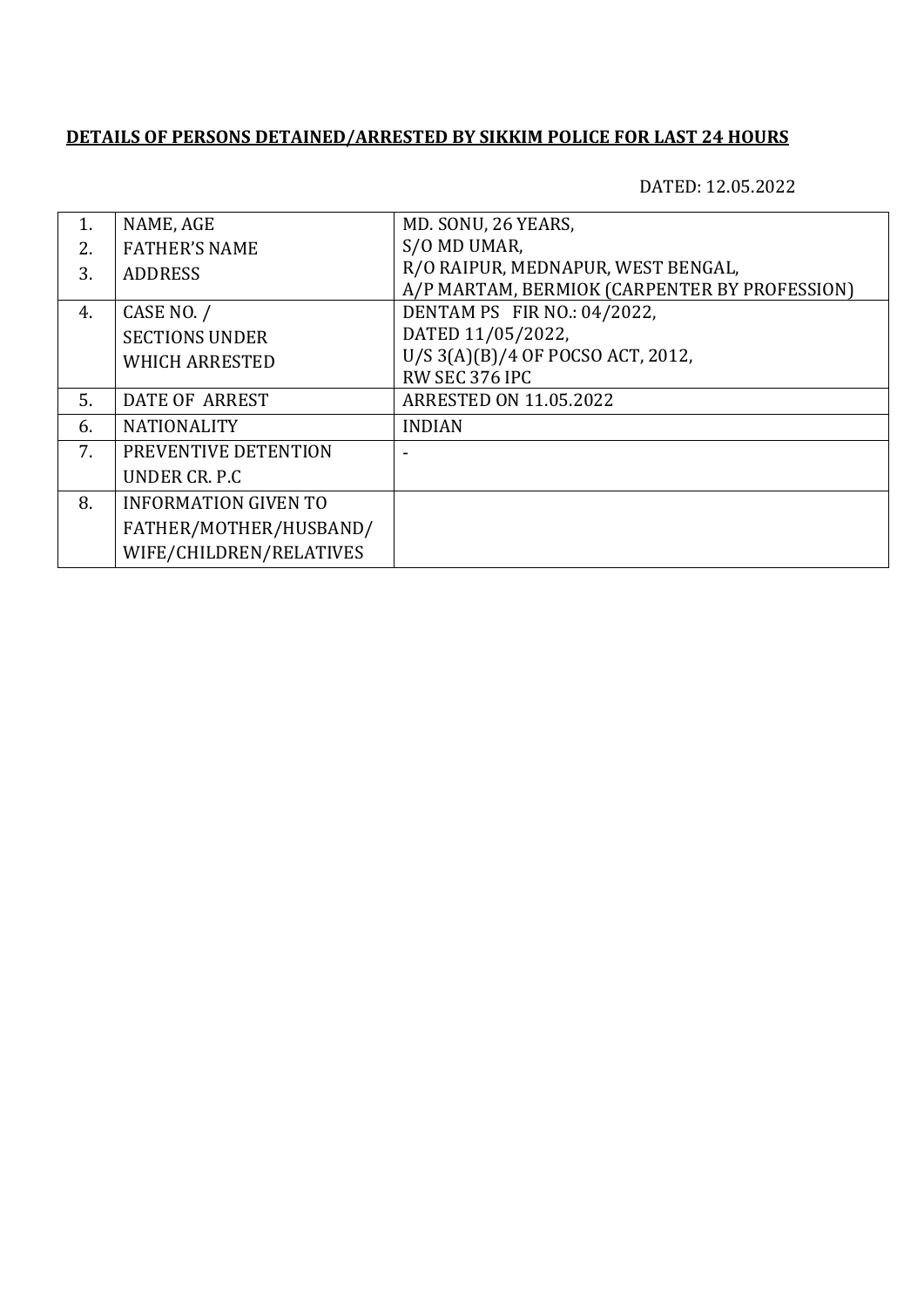**DETAILS OF PERSONS DETAINED/ARRESTED BY SIKKIM POLICE FOR LAST 24 HOURS**

DATED: 12.05.2022

| | | |
|---|---|---|
| 1.<br>2.<br>3. | NAME, AGE<br>FATHER'S NAME<br>ADDRESS | MD. SONU, 26 YEARS,<br>S/O MD UMAR,<br>R/O RAIPUR, MEDNAPUR, WEST BENGAL,<br>A/P MARTAM, BERMIOK (CARPENTER BY PROFESSION) |
| 4. | CASE NO. /<br>SECTIONS UNDER<br>WHICH ARRESTED | DENTAM PS FIR NO.: 04/2022,<br>DATED 11/05/2022,<br>U/S 3(A)(B)/4 OF POCSO ACT, 2012,<br>RW SEC 376 IPC |
| 5. | DATE OF ARREST | ARRESTED ON 11.05.2022 |
| 6. | NATIONALITY | INDIAN |
| 7. | PREVENTIVE DETENTION<br>UNDER CR. P.C | - |
| 8. | INFORMATION GIVEN TO<br>FATHER/MOTHER/HUSBAND/<br>WIFE/CHILDREN/RELATIVES | |